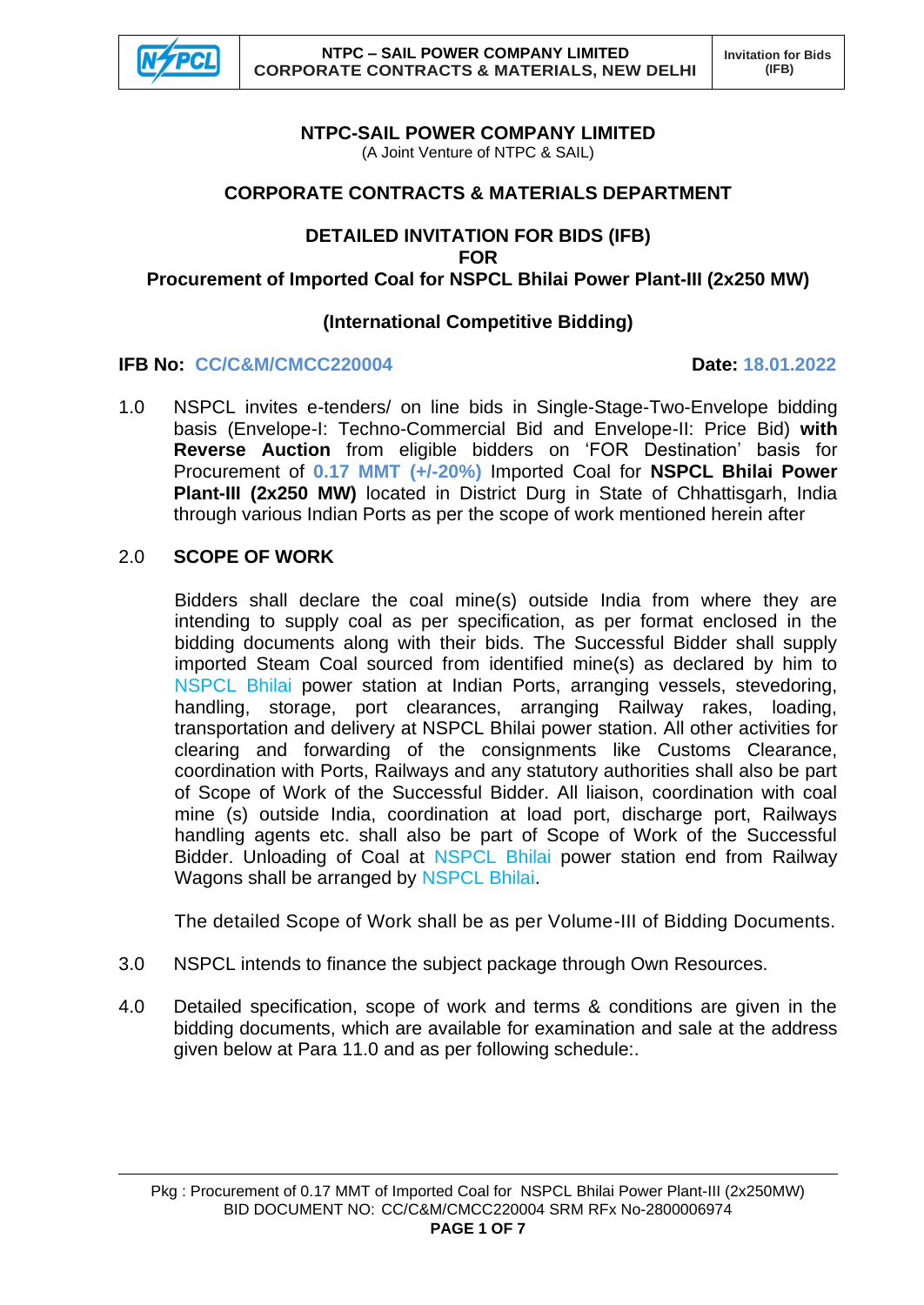# NTPC-SAIL POWER COMPANY LIMITED

(A Joint Venture of NTPC & SAIL)

## CORPORATE CONTRACTS & MATERIALS DEPARTMENT

## DETAILED INVITATION FOR BIDS (IFB) FOR Procurement of Imported Coal for NSPCL Bhilai Power Plant-III (2x250 MW)

### (International Competitive Bidding)

**IFB No: CC/C&M/CMCC220004** **Date: 18.01.2022**

1.0 NSPCL invites e-tenders/ on line bids in Single-Stage-Two-Envelope bidding basis (Envelope-I: Techno-Commercial Bid and Envelope-II: Price Bid) **with Reverse Auction** from eligible bidders on 'FOR Destination' basis for Procurement of **0.17 MMT (+/-20%)** Imported Coal for **NSPCL Bhilai Power Plant-III (2x250 MW)** located in District Durg in State of Chhattisgarh, India through various Indian Ports as per the scope of work mentioned herein after

2.0 **SCOPE OF WORK**

Bidders shall declare the coal mine(s) outside India from where they are intending to supply coal as per specification, as per format enclosed in the bidding documents along with their bids. The Successful Bidder shall supply imported Steam Coal sourced from identified mine(s) as declared by him to NSPCL Bhilai power station at Indian Ports, arranging vessels, stevedoring, handling, storage, port clearances, arranging Railway rakes, loading, transportation and delivery at NSPCL Bhilai power station. All other activities for clearing and forwarding of the consignments like Customs Clearance, coordination with Ports, Railways and any statutory authorities shall also be part of Scope of Work of the Successful Bidder. All liaison, coordination with coal mine (s) outside India, coordination at load port, discharge port, Railways handling agents etc. shall also be part of Scope of Work of the Successful Bidder. Unloading of Coal at NSPCL Bhilai power station end from Railway Wagons shall be arranged by NSPCL Bhilai.

The detailed Scope of Work shall be as per Volume-III of Bidding Documents.

3.0 NSPCL intends to finance the subject package through Own Resources.

4.0 Detailed specification, scope of work and terms & conditions are given in the bidding documents, which are available for examination and sale at the address given below at Para 11.0 and as per following schedule:.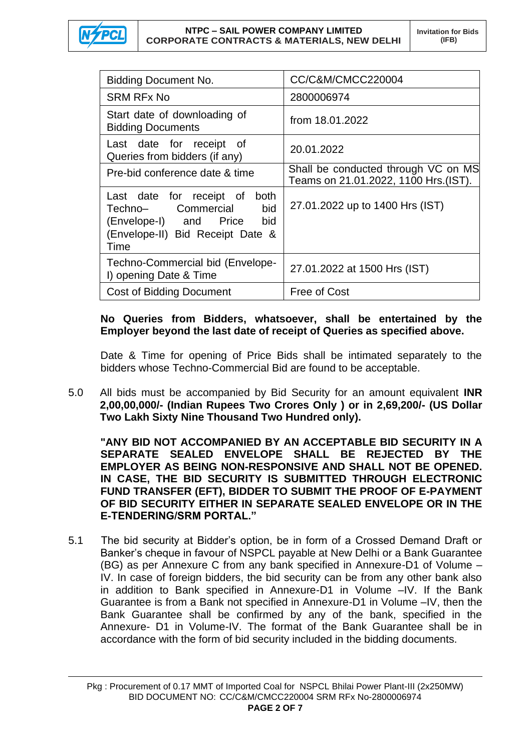| Bidding Document No. | CC/C&M/CMCC220004 |
|---|---|
| SRM RFx No | 2800006974 |
| Start date of downloading of Bidding Documents | from 18.01.2022 |
| Last date for receipt of Queries from bidders (if any) | 20.01.2022 |
| Pre-bid conference date & time | Shall be conducted through VC on MS Teams on 21.01.2022, 1100 Hrs.(IST). |
| Last date for receipt of both Techno– Commercial bid (Envelope-I) and Price bid (Envelope-II) Bid Receipt Date & Time | 27.01.2022 up to 1400 Hrs (IST) |
| Techno-Commercial bid (Envelope-I) opening Date & Time | 27.01.2022 at 1500 Hrs (IST) |
| Cost of Bidding Document | Free of Cost |

**No Queries from Bidders, whatsoever, shall be entertained by the Employer beyond the last date of receipt of Queries as specified above.**

Date & Time for opening of Price Bids shall be intimated separately to the bidders whose Techno-Commercial Bid are found to be acceptable.

5.0 All bids must be accompanied by Bid Security for an amount equivalent **INR 2,00,00,000/- (Indian Rupees Two Crores Only ) or in 2,69,200/- (US Dollar Two Lakh Sixty Nine Thousand Two Hundred only).**

**"ANY BID NOT ACCOMPANIED BY AN ACCEPTABLE BID SECURITY IN A SEPARATE SEALED ENVELOPE SHALL BE REJECTED BY THE EMPLOYER AS BEING NON-RESPONSIVE AND SHALL NOT BE OPENED. IN CASE, THE BID SECURITY IS SUBMITTED THROUGH ELECTRONIC FUND TRANSFER (EFT), BIDDER TO SUBMIT THE PROOF OF E-PAYMENT OF BID SECURITY EITHER IN SEPARATE SEALED ENVELOPE OR IN THE E-TENDERING/SRM PORTAL."**

5.1 The bid security at Bidder's option, be in form of a Crossed Demand Draft or Banker's cheque in favour of NSPCL payable at New Delhi or a Bank Guarantee (BG) as per Annexure C from any bank specified in Annexure-D1 of Volume – IV. In case of foreign bidders, the bid security can be from any other bank also in addition to Bank specified in Annexure-D1 in Volume –IV. If the Bank Guarantee is from a Bank not specified in Annexure-D1 in Volume –IV, then the Bank Guarantee shall be confirmed by any of the bank, specified in the Annexure- D1 in Volume-IV. The format of the Bank Guarantee shall be in accordance with the form of bid security included in the bidding documents.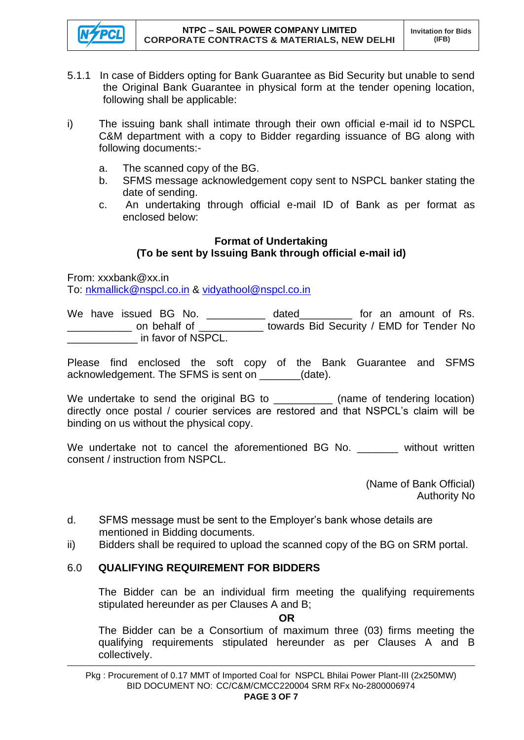5.1.1 In case of Bidders opting for Bank Guarantee as Bid Security but unable to send the Original Bank Guarantee in physical form at the tender opening location, following shall be applicable:

i) The issuing bank shall intimate through their own official e-mail id to NSPCL C&M department with a copy to Bidder regarding issuance of BG along with following documents:-

   a. The scanned copy of the BG.
   b. SFMS message acknowledgement copy sent to NSPCL banker stating the date of sending.
   c. An undertaking through official e-mail ID of Bank as per format as enclosed below:

**Format of Undertaking**
**(To be sent by Issuing Bank through official e-mail id)**

From: xxxbank@xx.in
To: nkmallick@nspcl.co.in & vidyathool@nspcl.co.in

We have issued BG No. __________ dated_________ for an amount of Rs. ___________ on behalf of ___________ towards Bid Security / EMD for Tender No ____________ in favor of NSPCL.

Please find enclosed the soft copy of the Bank Guarantee and SFMS acknowledgement. The SFMS is sent on _______(date).

We undertake to send the original BG to __________ (name of tendering location) directly once postal / courier services are restored and that NSPCL's claim will be binding on us without the physical copy.

We undertake not to cancel the aforementioned BG No. _______ without written consent / instruction from NSPCL.

(Name of Bank Official)
Authority No

d. SFMS message must be sent to the Employer's bank whose details are mentioned in Bidding documents.

ii) Bidders shall be required to upload the scanned copy of the BG on SRM portal.

## 6.0 QUALIFYING REQUIREMENT FOR BIDDERS

The Bidder can be an individual firm meeting the qualifying requirements stipulated hereunder as per Clauses A and B;

**OR**

The Bidder can be a Consortium of maximum three (03) firms meeting the qualifying requirements stipulated hereunder as per Clauses A and B collectively.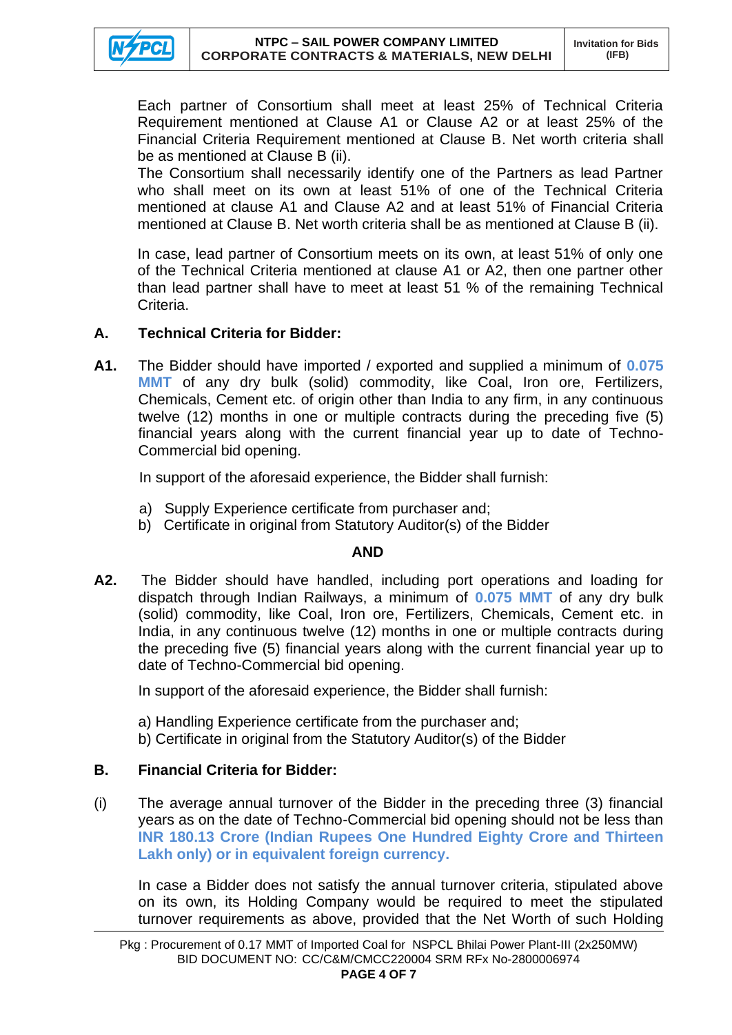Each partner of Consortium shall meet at least 25% of Technical Criteria Requirement mentioned at Clause A1 or Clause A2 or at least 25% of the Financial Criteria Requirement mentioned at Clause B. Net worth criteria shall be as mentioned at Clause B (ii).

The Consortium shall necessarily identify one of the Partners as lead Partner who shall meet on its own at least 51% of one of the Technical Criteria mentioned at clause A1 and Clause A2 and at least 51% of Financial Criteria mentioned at Clause B. Net worth criteria shall be as mentioned at Clause B (ii).

In case, lead partner of Consortium meets on its own, at least 51% of only one of the Technical Criteria mentioned at clause A1 or A2, then one partner other than lead partner shall have to meet at least 51 % of the remaining Technical Criteria.

**A. Technical Criteria for Bidder:**

**A1.** The Bidder should have imported / exported and supplied a minimum of **0.075 MMT** of any dry bulk (solid) commodity, like Coal, Iron ore, Fertilizers, Chemicals, Cement etc. of origin other than India to any firm, in any continuous twelve (12) months in one or multiple contracts during the preceding five (5) financial years along with the current financial year up to date of Techno-Commercial bid opening.

In support of the aforesaid experience, the Bidder shall furnish:

a) Supply Experience certificate from purchaser and;
b) Certificate in original from Statutory Auditor(s) of the Bidder

**AND**

**A2.** The Bidder should have handled, including port operations and loading for dispatch through Indian Railways, a minimum of **0.075 MMT** of any dry bulk (solid) commodity, like Coal, Iron ore, Fertilizers, Chemicals, Cement etc. in India, in any continuous twelve (12) months in one or multiple contracts during the preceding five (5) financial years along with the current financial year up to date of Techno-Commercial bid opening.

In support of the aforesaid experience, the Bidder shall furnish:

a) Handling Experience certificate from the purchaser and;
b) Certificate in original from the Statutory Auditor(s) of the Bidder

**B. Financial Criteria for Bidder:**

(i) The average annual turnover of the Bidder in the preceding three (3) financial years as on the date of Techno-Commercial bid opening should not be less than **INR 180.13 Crore (Indian Rupees One Hundred Eighty Crore and Thirteen Lakh only) or in equivalent foreign currency.**

In case a Bidder does not satisfy the annual turnover criteria, stipulated above on its own, its Holding Company would be required to meet the stipulated turnover requirements as above, provided that the Net Worth of such Holding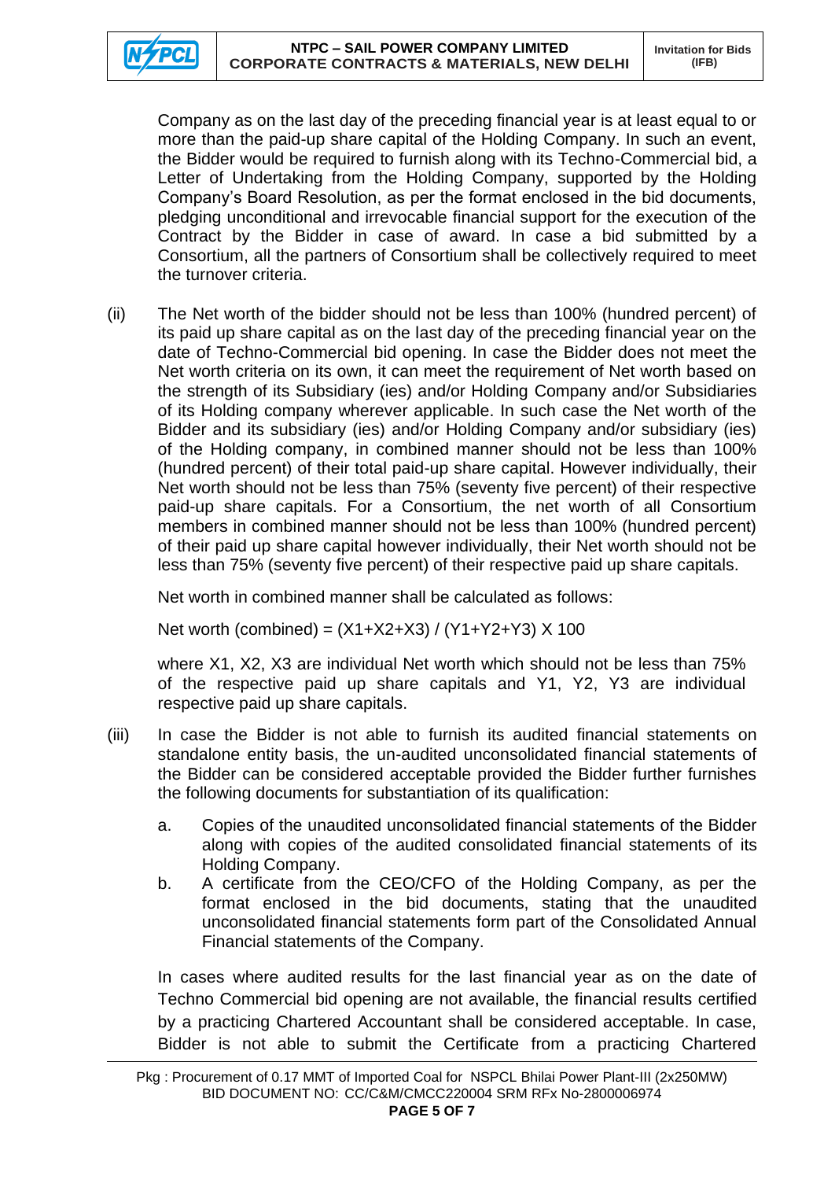Company as on the last day of the preceding financial year is at least equal to or more than the paid-up share capital of the Holding Company. In such an event, the Bidder would be required to furnish along with its Techno-Commercial bid, a Letter of Undertaking from the Holding Company, supported by the Holding Company's Board Resolution, as per the format enclosed in the bid documents, pledging unconditional and irrevocable financial support for the execution of the Contract by the Bidder in case of award. In case a bid submitted by a Consortium, all the partners of Consortium shall be collectively required to meet the turnover criteria.

(ii) The Net worth of the bidder should not be less than 100% (hundred percent) of its paid up share capital as on the last day of the preceding financial year on the date of Techno-Commercial bid opening. In case the Bidder does not meet the Net worth criteria on its own, it can meet the requirement of Net worth based on the strength of its Subsidiary (ies) and/or Holding Company and/or Subsidiaries of its Holding company wherever applicable. In such case the Net worth of the Bidder and its subsidiary (ies) and/or Holding Company and/or subsidiary (ies) of the Holding company, in combined manner should not be less than 100% (hundred percent) of their total paid-up share capital. However individually, their Net worth should not be less than 75% (seventy five percent) of their respective paid-up share capitals. For a Consortium, the net worth of all Consortium members in combined manner should not be less than 100% (hundred percent) of their paid up share capital however individually, their Net worth should not be less than 75% (seventy five percent) of their respective paid up share capitals.

Net worth in combined manner shall be calculated as follows:

Net worth (combined) = $(X1+X2+X3) / (Y1+Y2+Y3) \times 100$

where X1, X2, X3 are individual Net worth which should not be less than 75% of the respective paid up share capitals and Y1, Y2, Y3 are individual respective paid up share capitals.

(iii) In case the Bidder is not able to furnish its audited financial statements on standalone entity basis, the un-audited unconsolidated financial statements of the Bidder can be considered acceptable provided the Bidder further furnishes the following documents for substantiation of its qualification:

a. Copies of the unaudited unconsolidated financial statements of the Bidder along with copies of the audited consolidated financial statements of its Holding Company.

b. A certificate from the CEO/CFO of the Holding Company, as per the format enclosed in the bid documents, stating that the unaudited unconsolidated financial statements form part of the Consolidated Annual Financial statements of the Company.

In cases where audited results for the last financial year as on the date of Techno Commercial bid opening are not available, the financial results certified by a practicing Chartered Accountant shall be considered acceptable. In case, Bidder is not able to submit the Certificate from a practicing Chartered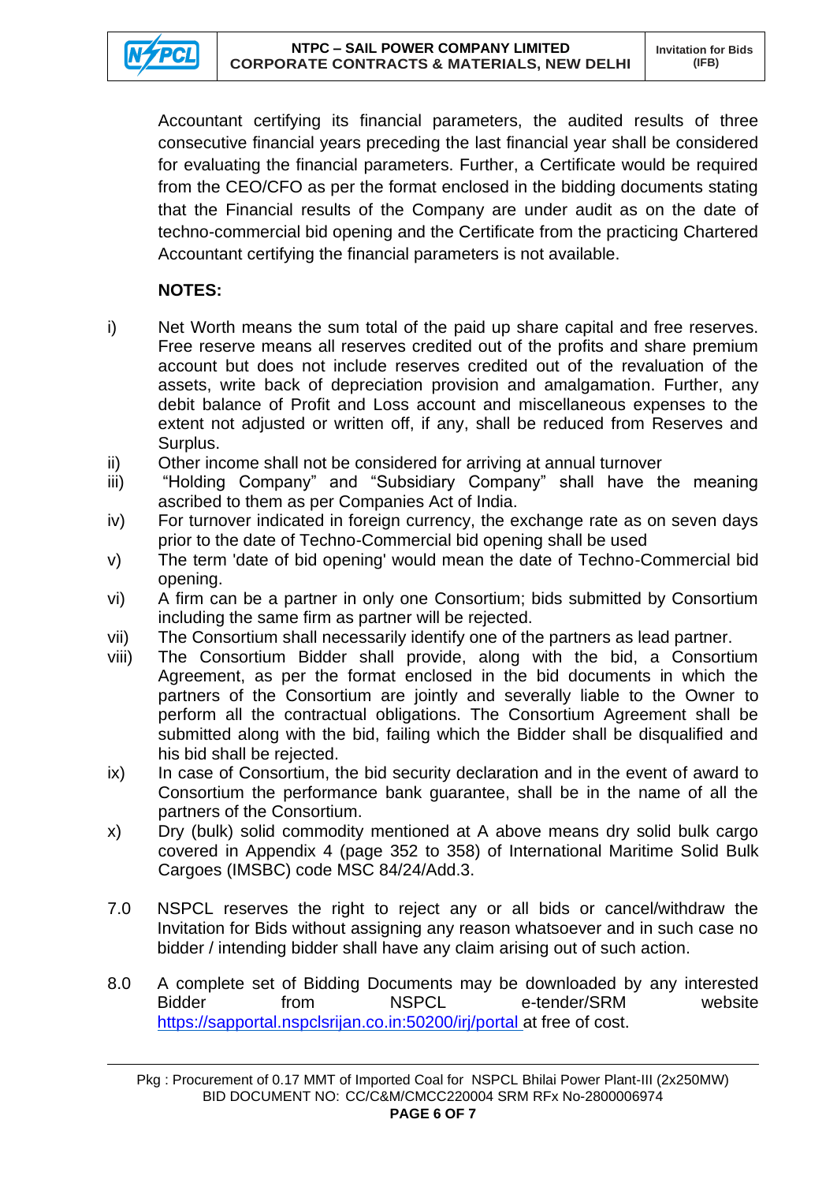Accountant certifying its financial parameters, the audited results of three consecutive financial years preceding the last financial year shall be considered for evaluating the financial parameters. Further, a Certificate would be required from the CEO/CFO as per the format enclosed in the bidding documents stating that the Financial results of the Company are under audit as on the date of techno-commercial bid opening and the Certificate from the practicing Chartered Accountant certifying the financial parameters is not available.

**NOTES:**

i) Net Worth means the sum total of the paid up share capital and free reserves. Free reserve means all reserves credited out of the profits and share premium account but does not include reserves credited out of the revaluation of the assets, write back of depreciation provision and amalgamation. Further, any debit balance of Profit and Loss account and miscellaneous expenses to the extent not adjusted or written off, if any, shall be reduced from Reserves and Surplus.

ii) Other income shall not be considered for arriving at annual turnover

iii) "Holding Company" and "Subsidiary Company" shall have the meaning ascribed to them as per Companies Act of India.

iv) For turnover indicated in foreign currency, the exchange rate as on seven days prior to the date of Techno-Commercial bid opening shall be used

v) The term 'date of bid opening' would mean the date of Techno-Commercial bid opening.

vi) A firm can be a partner in only one Consortium; bids submitted by Consortium including the same firm as partner will be rejected.

vii) The Consortium shall necessarily identify one of the partners as lead partner.

viii) The Consortium Bidder shall provide, along with the bid, a Consortium Agreement, as per the format enclosed in the bid documents in which the partners of the Consortium are jointly and severally liable to the Owner to perform all the contractual obligations. The Consortium Agreement shall be submitted along with the bid, failing which the Bidder shall be disqualified and his bid shall be rejected.

ix) In case of Consortium, the bid security declaration and in the event of award to Consortium the performance bank guarantee, shall be in the name of all the partners of the Consortium.

x) Dry (bulk) solid commodity mentioned at A above means dry solid bulk cargo covered in Appendix 4 (page 352 to 358) of International Maritime Solid Bulk Cargoes (IMSBC) code MSC 84/24/Add.3.

7.0 NSPCL reserves the right to reject any or all bids or cancel/withdraw the Invitation for Bids without assigning any reason whatsoever and in such case no bidder / intending bidder shall have any claim arising out of such action.

8.0 A complete set of Bidding Documents may be downloaded by any interested Bidder from NSPCL e-tender/SRM website https://sapportal.nspclsrijan.co.in:50200/irj/portal at free of cost.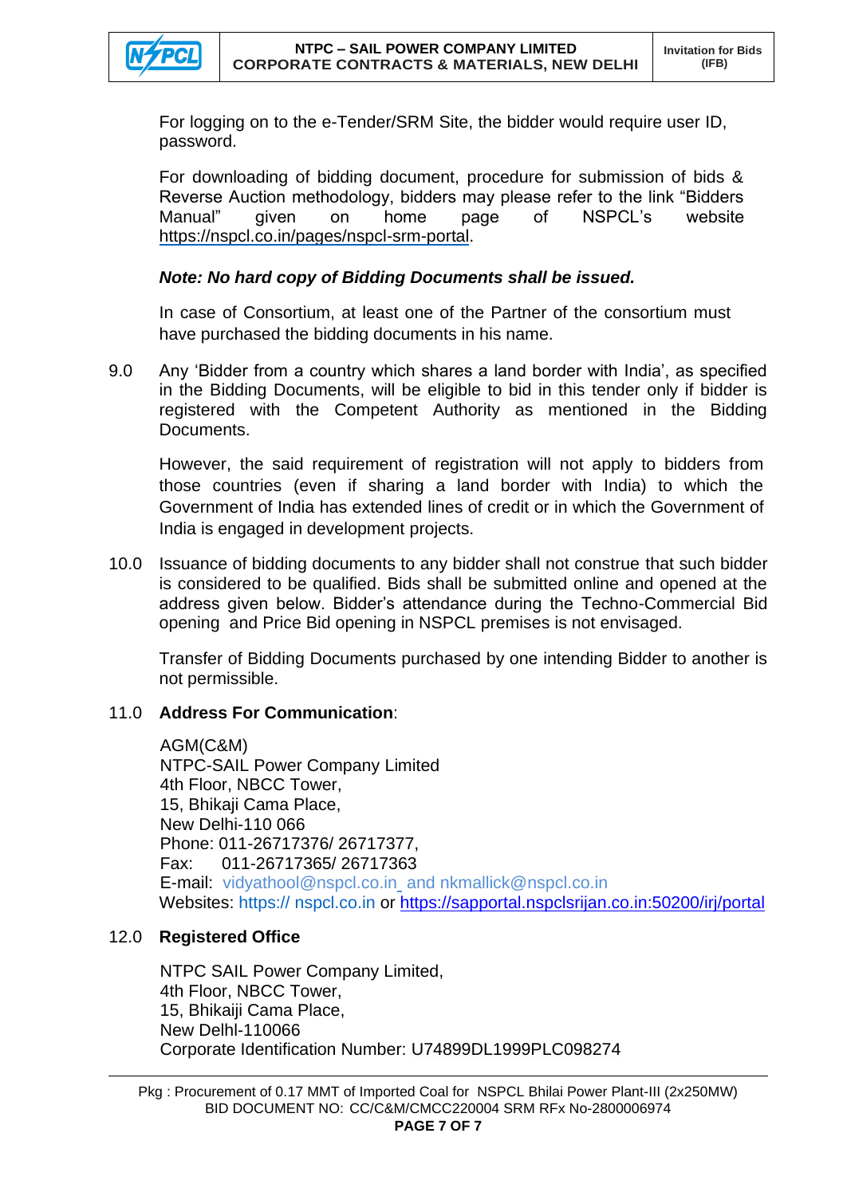For logging on to the e-Tender/SRM Site, the bidder would require user ID, password.

For downloading of bidding document, procedure for submission of bids & Reverse Auction methodology, bidders may please refer to the link "Bidders Manual" given on home page of NSPCL's website https://nspcl.co.in/pages/nspcl-srm-portal.

***Note: No hard copy of Bidding Documents shall be issued.***

In case of Consortium, at least one of the Partner of the consortium must have purchased the bidding documents in his name.

9.0 Any 'Bidder from a country which shares a land border with India', as specified in the Bidding Documents, will be eligible to bid in this tender only if bidder is registered with the Competent Authority as mentioned in the Bidding Documents.

However, the said requirement of registration will not apply to bidders from those countries (even if sharing a land border with India) to which the Government of India has extended lines of credit or in which the Government of India is engaged in development projects.

10.0 Issuance of bidding documents to any bidder shall not construe that such bidder is considered to be qualified. Bids shall be submitted online and opened at the address given below. Bidder's attendance during the Techno-Commercial Bid opening and Price Bid opening in NSPCL premises is not envisaged.

Transfer of Bidding Documents purchased by one intending Bidder to another is not permissible.

11.0 **Address For Communication**:

AGM(C&M)
NTPC-SAIL Power Company Limited
4th Floor, NBCC Tower,
15, Bhikaji Cama Place,
New Delhi-110 066
Phone: 011-26717376/ 26717377,
Fax: 011-26717365/ 26717363
E-mail: vidyathool@nspcl.co.in and nkmallick@nspcl.co.in
Websites: https:// nspcl.co.in or https://sapportal.nspclsrijan.co.in:50200/irj/portal

12.0 **Registered Office**

NTPC SAIL Power Company Limited,
4th Floor, NBCC Tower,
15, Bhikaiji Cama Place,
New Delhl-110066
Corporate Identification Number: U74899DL1999PLC098274